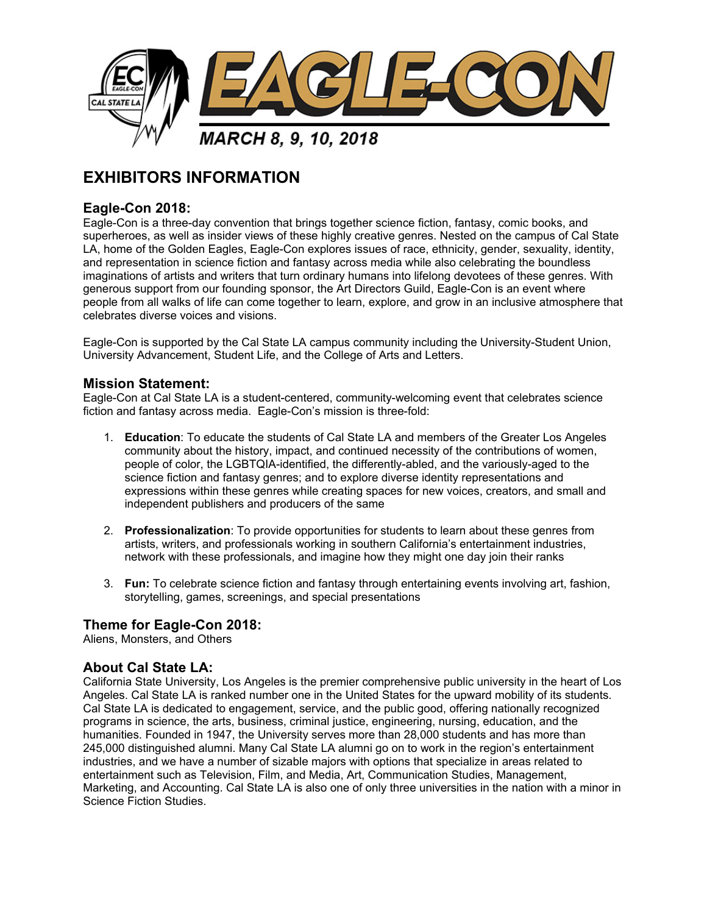EAGLE-CON

MARCH 8, 9, 10, 2018

# EXHIBITORS INFORMATION

## Eagle-Con 2018:

Eagle-Con is a three-day convention that brings together science fiction, fantasy, comic books, and superheroes, as well as insider views of these highly creative genres. Nested on the campus of Cal State LA, home of the Golden Eagles, Eagle-Con explores issues of race, ethnicity, gender, sexuality, identity, and representation in science fiction and fantasy across media while also celebrating the boundless imaginations of artists and writers that turn ordinary humans into lifelong devotees of these genres. With generous support from our founding sponsor, the Art Directors Guild, Eagle-Con is an event where people from all walks of life can come together to learn, explore, and grow in an inclusive atmosphere that celebrates diverse voices and visions.

Eagle-Con is supported by the Cal State LA campus community including the University-Student Union, University Advancement, Student Life, and the College of Arts and Letters.

## Mission Statement:

Eagle-Con at Cal State LA is a student-centered, community-welcoming event that celebrates science fiction and fantasy across media. Eagle-Con's mission is three-fold:

1. **Education**: To educate the students of Cal State LA and members of the Greater Los Angeles community about the history, impact, and continued necessity of the contributions of women, people of color, the LGBTQIA-identified, the differently-abled, and the variously-aged to the science fiction and fantasy genres; and to explore diverse identity representations and expressions within these genres while creating spaces for new voices, creators, and small and independent publishers and producers of the same

2. **Professionalization**: To provide opportunities for students to learn about these genres from artists, writers, and professionals working in southern California's entertainment industries, network with these professionals, and imagine how they might one day join their ranks

3. **Fun:** To celebrate science fiction and fantasy through entertaining events involving art, fashion, storytelling, games, screenings, and special presentations

## Theme for Eagle-Con 2018:

Aliens, Monsters, and Others

## About Cal State LA:

California State University, Los Angeles is the premier comprehensive public university in the heart of Los Angeles. Cal State LA is ranked number one in the United States for the upward mobility of its students. Cal State LA is dedicated to engagement, service, and the public good, offering nationally recognized programs in science, the arts, business, criminal justice, engineering, nursing, education, and the humanities. Founded in 1947, the University serves more than 28,000 students and has more than 245,000 distinguished alumni. Many Cal State LA alumni go on to work in the region's entertainment industries, and we have a number of sizable majors with options that specialize in areas related to entertainment such as Television, Film, and Media, Art, Communication Studies, Management, Marketing, and Accounting. Cal State LA is also one of only three universities in the nation with a minor in Science Fiction Studies.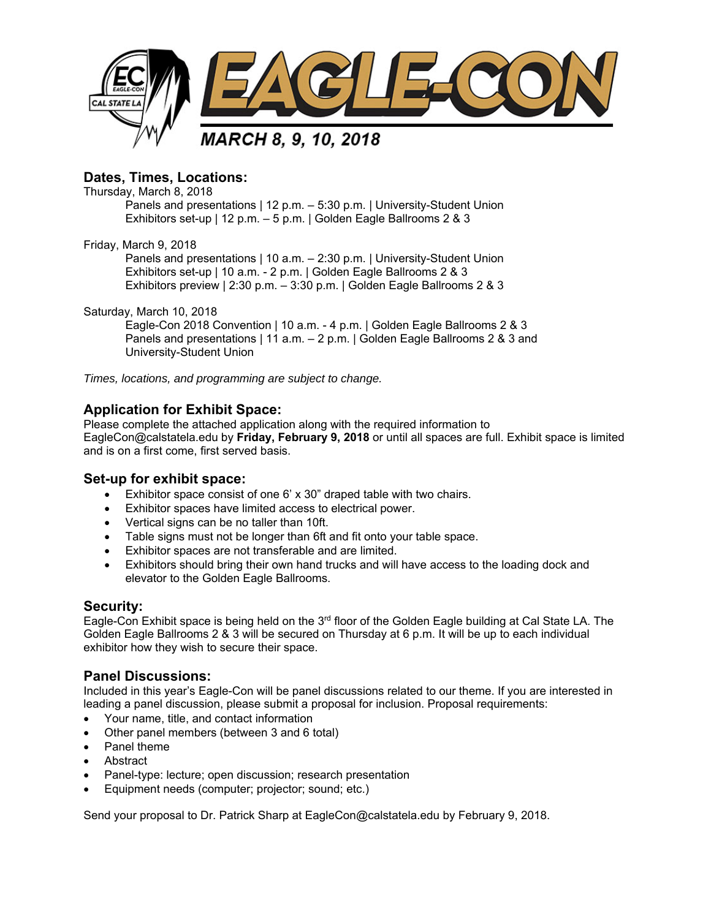# EAGLE-CON

**MARCH 8, 9, 10, 2018**

## Dates, Times, Locations:

Thursday, March 8, 2018

- Panels and presentations | 12 p.m. – 5:30 p.m. | University-Student Union
- Exhibitors set-up | 12 p.m. – 5 p.m. | Golden Eagle Ballrooms 2 & 3

Friday, March 9, 2018

- Panels and presentations | 10 a.m. – 2:30 p.m. | University-Student Union
- Exhibitors set-up | 10 a.m. - 2 p.m. | Golden Eagle Ballrooms 2 & 3
- Exhibitors preview | 2:30 p.m. – 3:30 p.m. | Golden Eagle Ballrooms 2 & 3

Saturday, March 10, 2018

- Eagle-Con 2018 Convention | 10 a.m. - 4 p.m. | Golden Eagle Ballrooms 2 & 3
- Panels and presentations | 11 a.m. – 2 p.m. | Golden Eagle Ballrooms 2 & 3 and University-Student Union

*Times, locations, and programming are subject to change.*

## Application for Exhibit Space:

Please complete the attached application along with the required information to EagleCon@calstatela.edu by **Friday, February 9, 2018** or until all spaces are full. Exhibit space is limited and is on a first come, first served basis.

## Set-up for exhibit space:

- Exhibitor space consist of one 6' x 30" draped table with two chairs.
- Exhibitor spaces have limited access to electrical power.
- Vertical signs can be no taller than 10ft.
- Table signs must not be longer than 6ft and fit onto your table space.
- Exhibitor spaces are not transferable and are limited.
- Exhibitors should bring their own hand trucks and will have access to the loading dock and elevator to the Golden Eagle Ballrooms.

## Security:

Eagle-Con Exhibit space is being held on the 3rd floor of the Golden Eagle building at Cal State LA. The Golden Eagle Ballrooms 2 & 3 will be secured on Thursday at 6 p.m. It will be up to each individual exhibitor how they wish to secure their space.

## Panel Discussions:

Included in this year's Eagle-Con will be panel discussions related to our theme. If you are interested in leading a panel discussion, please submit a proposal for inclusion. Proposal requirements:

- Your name, title, and contact information
- Other panel members (between 3 and 6 total)
- Panel theme
- Abstract
- Panel-type: lecture; open discussion; research presentation
- Equipment needs (computer; projector; sound; etc.)

Send your proposal to Dr. Patrick Sharp at EagleCon@calstatela.edu by February 9, 2018.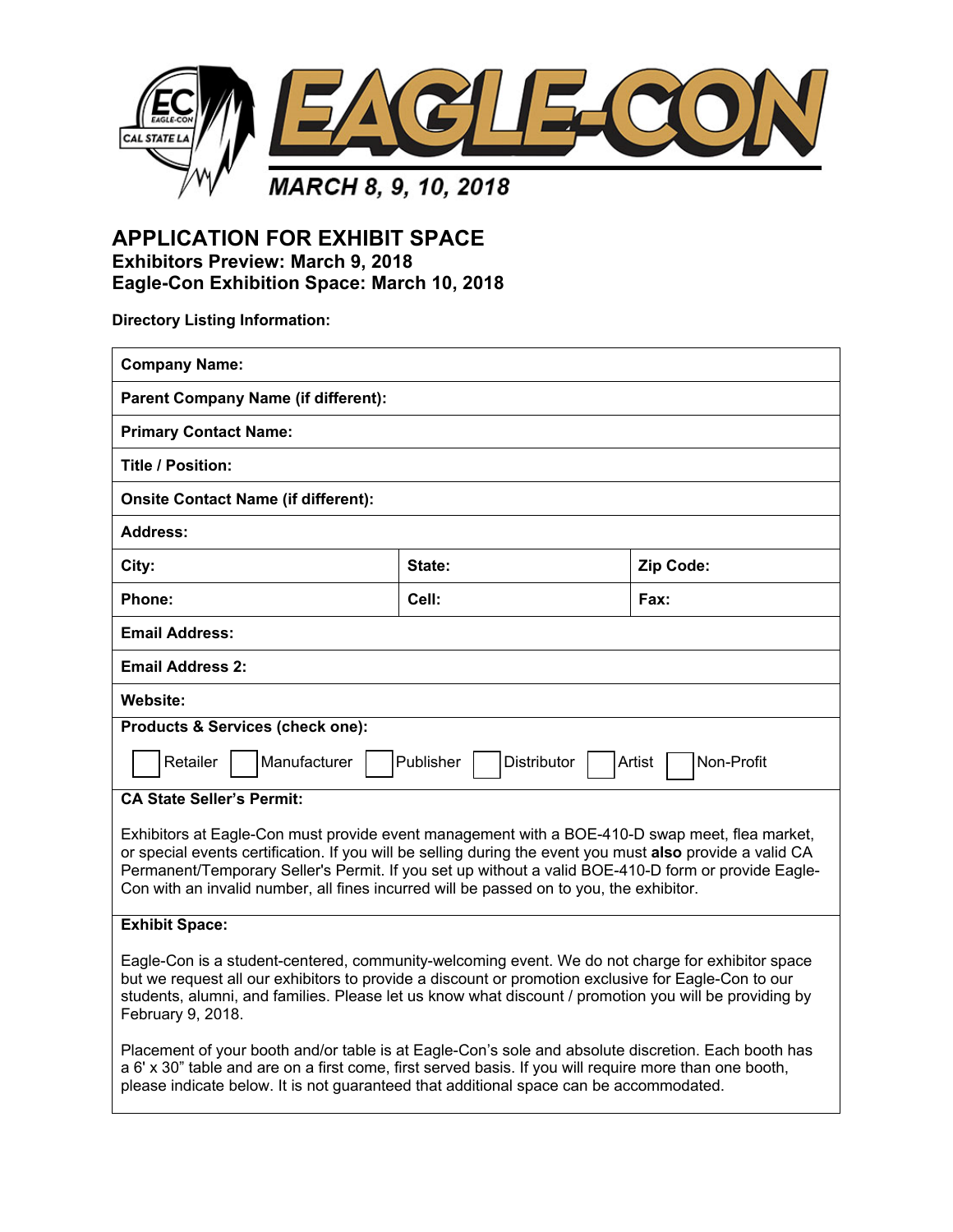EAGLE-CON

MARCH 8, 9, 10, 2018

# APPLICATION FOR EXHIBIT SPACE

### Exhibitors Preview: March 9, 2018
### Eagle-Con Exhibition Space: March 10, 2018

**Directory Listing Information:**

| **Company Name:** | | |
|---|---|---|
| **Parent Company Name (if different):** | | |
| **Primary Contact Name:** | | |
| **Title / Position:** | | |
| **Onsite Contact Name (if different):** | | |
| **Address:** | | |
| **City:** | **State:** | **Zip Code:** |
| **Phone:** | **Cell:** | **Fax:** |
| **Email Address:** | | |
| **Email Address 2:** | | |
| **Website:** | | |

**Products & Services (check one):**

☐ Retailer ☐ Manufacturer ☐ Publisher ☐ Distributor ☐ Artist ☐ Non-Profit

**CA State Seller's Permit:**

Exhibitors at Eagle-Con must provide event management with a BOE-410-D swap meet, flea market, or special events certification. If you will be selling during the event you must **also** provide a valid CA Permanent/Temporary Seller's Permit. If you set up without a valid BOE-410-D form or provide Eagle-Con with an invalid number, all fines incurred will be passed on to you, the exhibitor.

**Exhibit Space:**

Eagle-Con is a student-centered, community-welcoming event. We do not charge for exhibitor space but we request all our exhibitors to provide a discount or promotion exclusive for Eagle-Con to our students, alumni, and families. Please let us know what discount / promotion you will be providing by February 9, 2018.

Placement of your booth and/or table is at Eagle-Con's sole and absolute discretion. Each booth has a 6' x 30" table and are on a first come, first served basis. If you will require more than one booth, please indicate below. It is not guaranteed that additional space can be accommodated.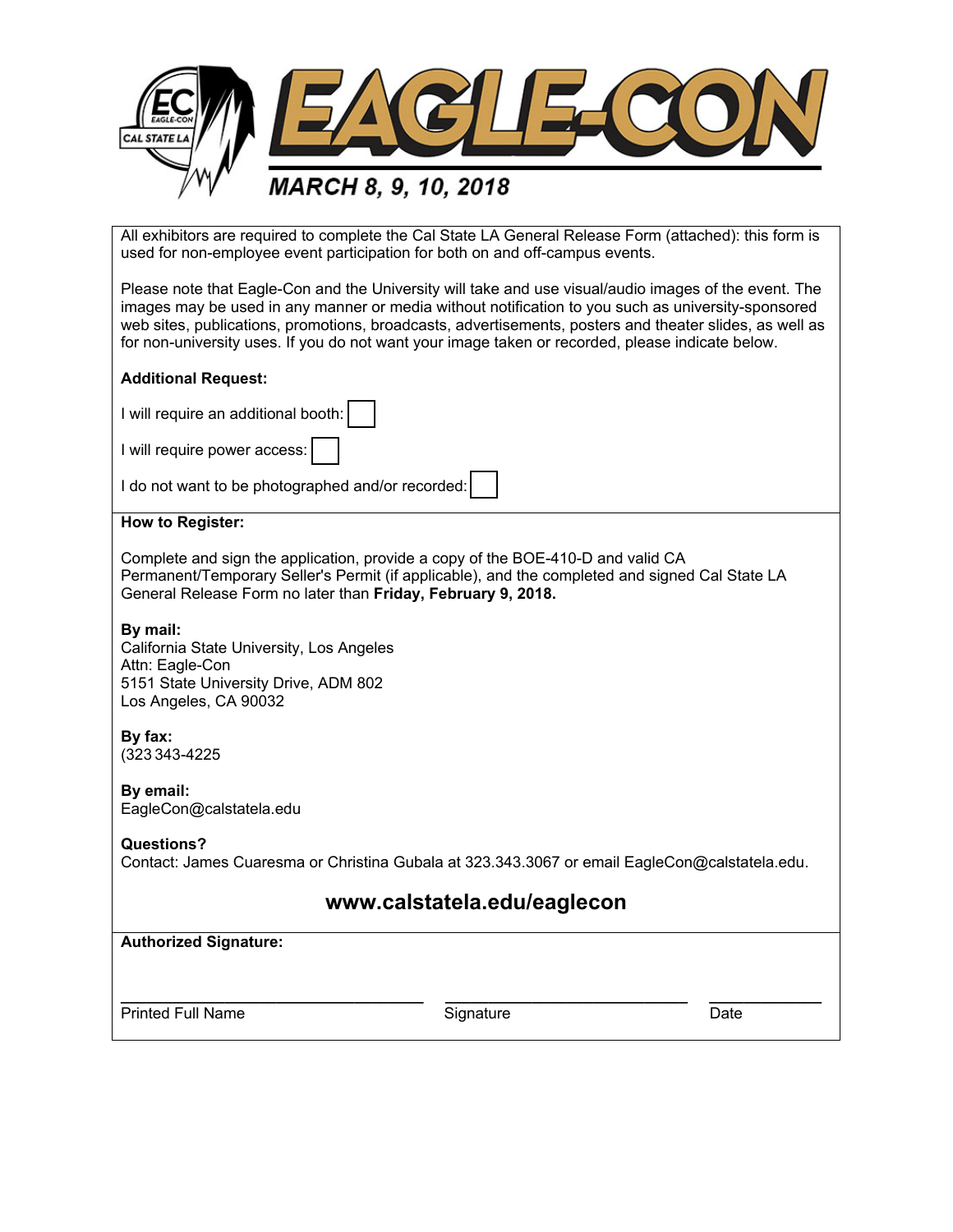# EAGLE-CON

## MARCH 8, 9, 10, 2018

All exhibitors are required to complete the Cal State LA General Release Form (attached): this form is used for non-employee event participation for both on and off-campus events.

Please note that Eagle-Con and the University will take and use visual/audio images of the event. The images may be used in any manner or media without notification to you such as university-sponsored web sites, publications, promotions, broadcasts, advertisements, posters and theater slides, as well as for non-university uses. If you do not want your image taken or recorded, please indicate below.

**Additional Request:**

I will require an additional booth: ☐

I will require power access: ☐

I do not want to be photographed and/or recorded: ☐

**How to Register:**

Complete and sign the application, provide a copy of the BOE-410-D and valid CA Permanent/Temporary Seller's Permit (if applicable), and the completed and signed Cal State LA General Release Form no later than **Friday, February 9, 2018.**

**By mail:**
California State University, Los Angeles
Attn: Eagle-Con
5151 State University Drive, ADM 802
Los Angeles, CA 90032

**By fax:**
(323 343-4225

**By email:**
EagleCon@calstatela.edu

**Questions?**
Contact: James Cuaresma or Christina Gubala at 323.343.3067 or email EagleCon@calstatela.edu.

**www.calstatela.edu/eaglecon**

**Authorized Signature:**

| ______________________ | ______________________ | __________ |
|---|---|---|
| Printed Full Name | Signature | Date |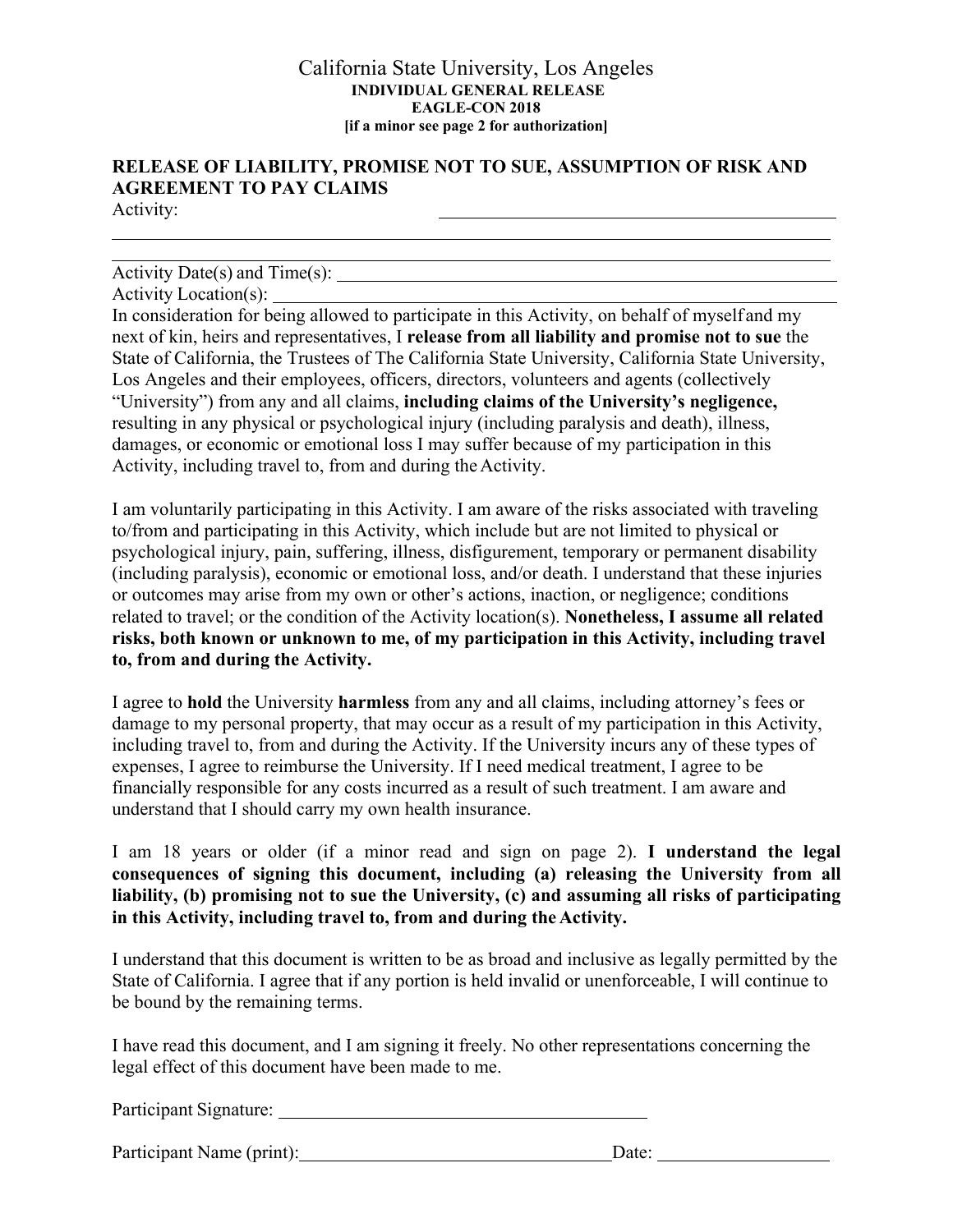California State University, Los Angeles
**INDIVIDUAL GENERAL RELEASE**
**EAGLE-CON 2018**
**[if a minor see page 2 for authorization]**

## RELEASE OF LIABILITY, PROMISE NOT TO SUE, ASSUMPTION OF RISK AND AGREEMENT TO PAY CLAIMS

Activity: ______________________________________________

______________________________________________

______________________________________________

Activity Date(s) and Time(s): ______________________________________________

Activity Location(s): ______________________________________________

In consideration for being allowed to participate in this Activity, on behalf of myself and my next of kin, heirs and representatives, I **release from all liability and promise not to sue** the State of California, the Trustees of The California State University, California State University, Los Angeles and their employees, officers, directors, volunteers and agents (collectively "University") from any and all claims, **including claims of the University's negligence,** resulting in any physical or psychological injury (including paralysis and death), illness, damages, or economic or emotional loss I may suffer because of my participation in this Activity, including travel to, from and during the Activity.

I am voluntarily participating in this Activity. I am aware of the risks associated with traveling to/from and participating in this Activity, which include but are not limited to physical or psychological injury, pain, suffering, illness, disfigurement, temporary or permanent disability (including paralysis), economic or emotional loss, and/or death. I understand that these injuries or outcomes may arise from my own or other's actions, inaction, or negligence; conditions related to travel; or the condition of the Activity location(s). **Nonetheless, I assume all related risks, both known or unknown to me, of my participation in this Activity, including travel to, from and during the Activity.**

I agree to **hold** the University **harmless** from any and all claims, including attorney's fees or damage to my personal property, that may occur as a result of my participation in this Activity, including travel to, from and during the Activity. If the University incurs any of these types of expenses, I agree to reimburse the University. If I need medical treatment, I agree to be financially responsible for any costs incurred as a result of such treatment. I am aware and understand that I should carry my own health insurance.

I am 18 years or older (if a minor read and sign on page 2). **I understand the legal consequences of signing this document, including (a) releasing the University from all liability, (b) promising not to sue the University, (c) and assuming all risks of participating in this Activity, including travel to, from and during the Activity.**

I understand that this document is written to be as broad and inclusive as legally permitted by the State of California. I agree that if any portion is held invalid or unenforceable, I will continue to be bound by the remaining terms.

I have read this document, and I am signing it freely. No other representations concerning the legal effect of this document have been made to me.

Participant Signature: ______________________________________________

Participant Name (print): ______________________________ Date: ____________________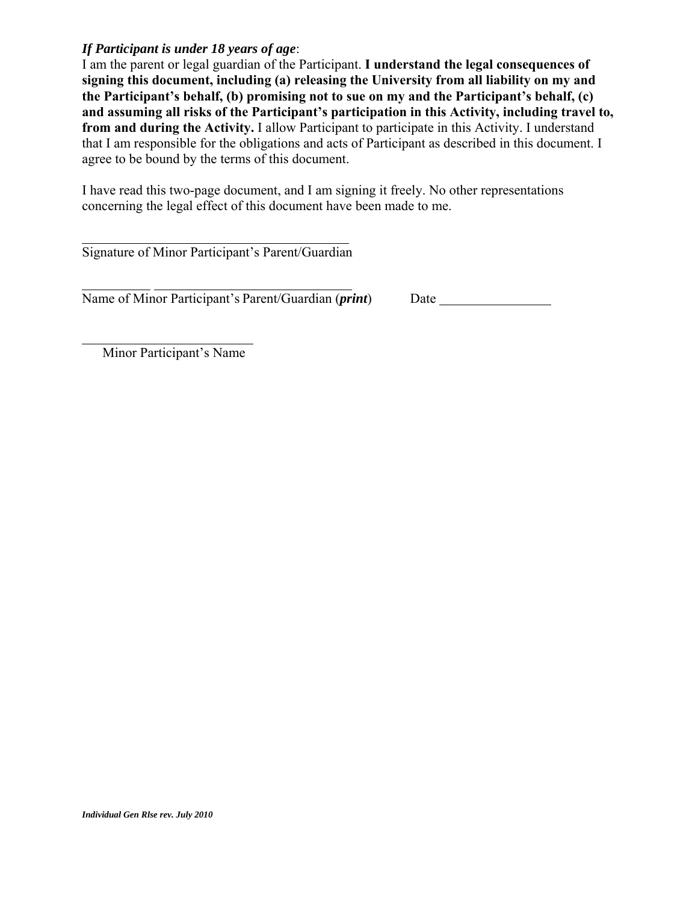***If Participant is under 18 years of age***:
I am the parent or legal guardian of the Participant. **I understand the legal consequences of signing this document, including (a) releasing the University from all liability on my and the Participant's behalf, (b) promising not to sue on my and the Participant's behalf, (c) and assuming all risks of the Participant's participation in this Activity, including travel to, from and during the Activity.** I allow Participant to participate in this Activity. I understand that I am responsible for the obligations and acts of Participant as described in this document. I agree to be bound by the terms of this document.

I have read this two-page document, and I am signing it freely. No other representations concerning the legal effect of this document have been made to me.

\_\_\_\_\_\_\_\_\_\_\_\_\_\_\_\_\_\_\_\_\_\_\_\_\_\_\_\_\_\_\_\_\_\_\_\_\_\_\_\_
Signature of Minor Participant's Parent/Guardian

\_\_\_\_\_\_\_\_\_\_\_\_\_\_\_\_\_\_\_\_\_\_\_\_\_\_\_\_\_\_\_\_\_\_\_\_\_\_\_\_
Name of Minor Participant's Parent/Guardian (***print***) Date \_\_\_\_\_\_\_\_\_\_\_\_\_\_\_\_

\_\_\_\_\_\_\_\_\_\_\_\_\_\_\_\_\_\_\_\_\_\_\_\_\_\_
Minor Participant's Name

***Individual Gen Rlse rev. July 2010***